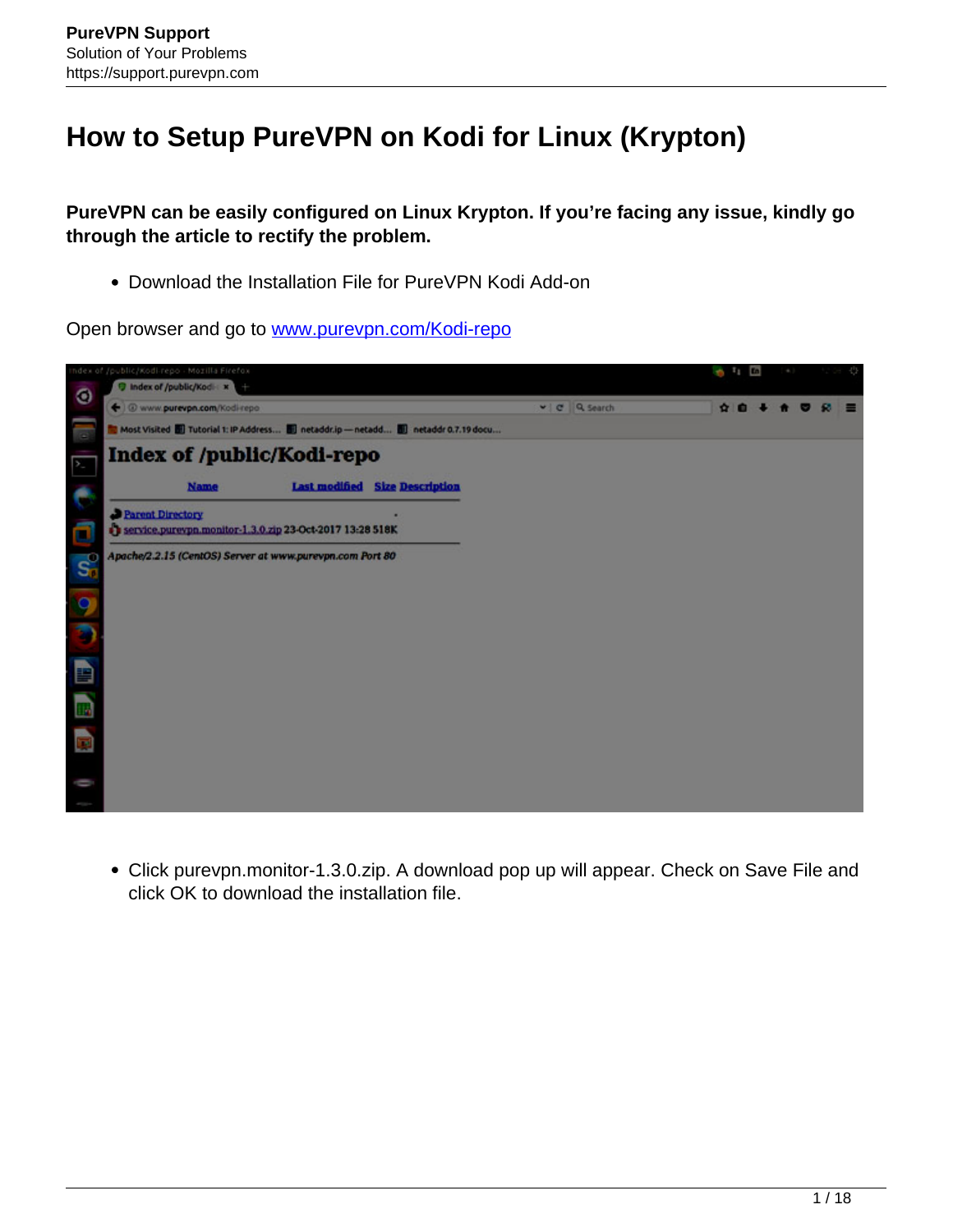# How to Setup PureVPN on Kodi for Linux (Krypton)

**PureVPN can be easily configured on Linux Krypton. If you're facing any issue, kindly go through the article to rectify the problem.**

- Download the Installation File for PureVPN Kodi Add-on

Open browser and go to [www.purevpn.com/Kodi-repo](www.purevpn.com/Kodi-repo)

- Click purevpn.monitor-1.3.0.zip. A download pop up will appear. Check on Save File and click OK to download the installation file.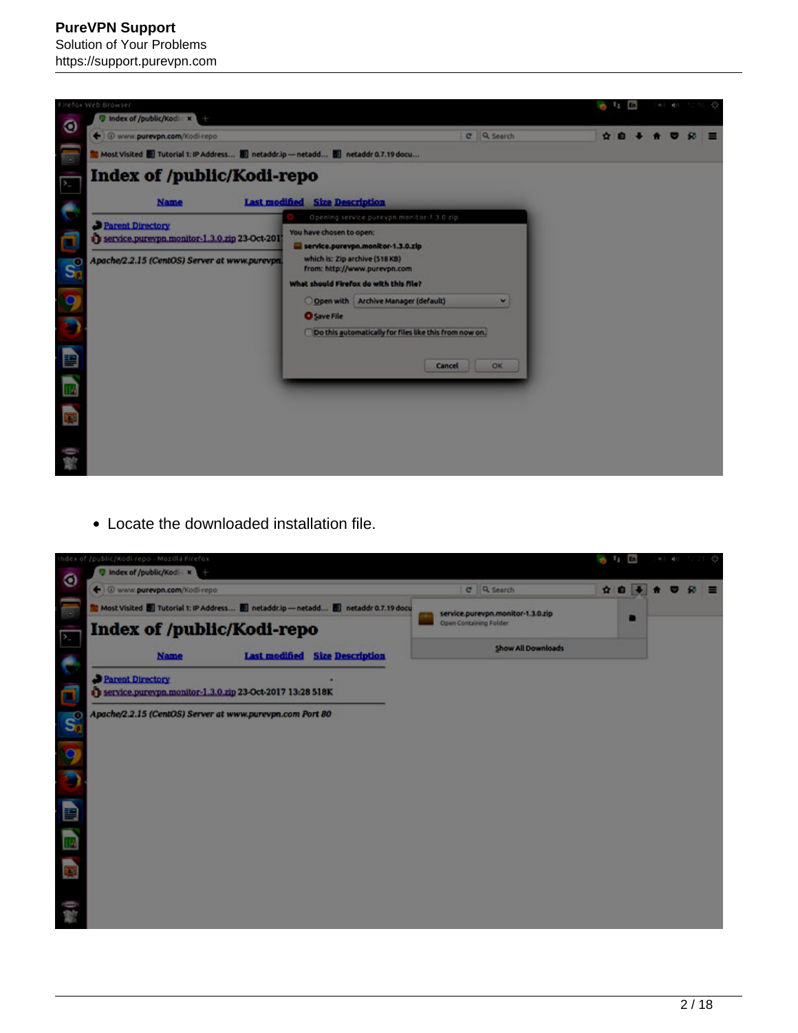- Locate the downloaded installation file.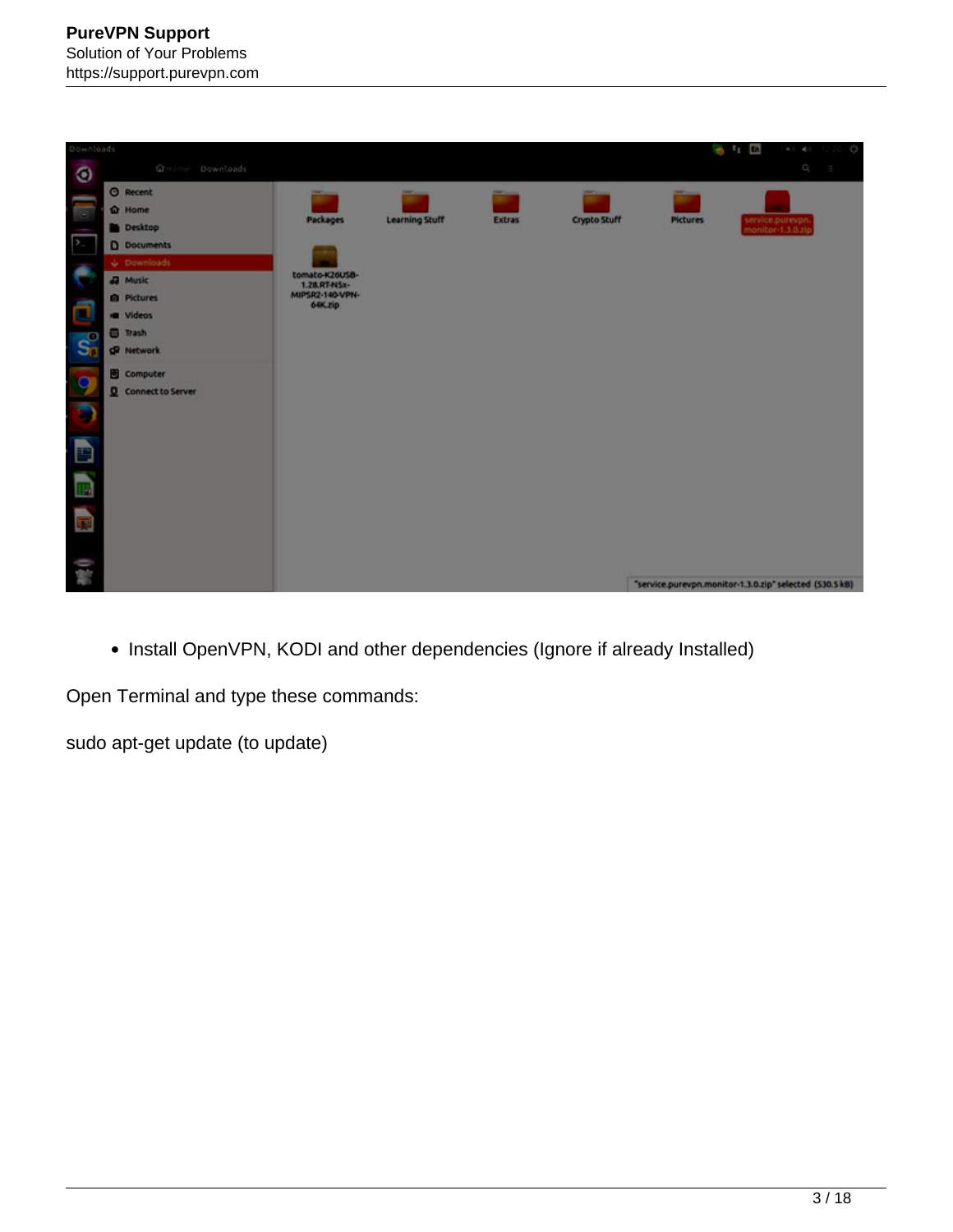- Install OpenVPN, KODI and other dependencies (Ignore if already Installed)

Open Terminal and type these commands:

sudo apt-get update (to update)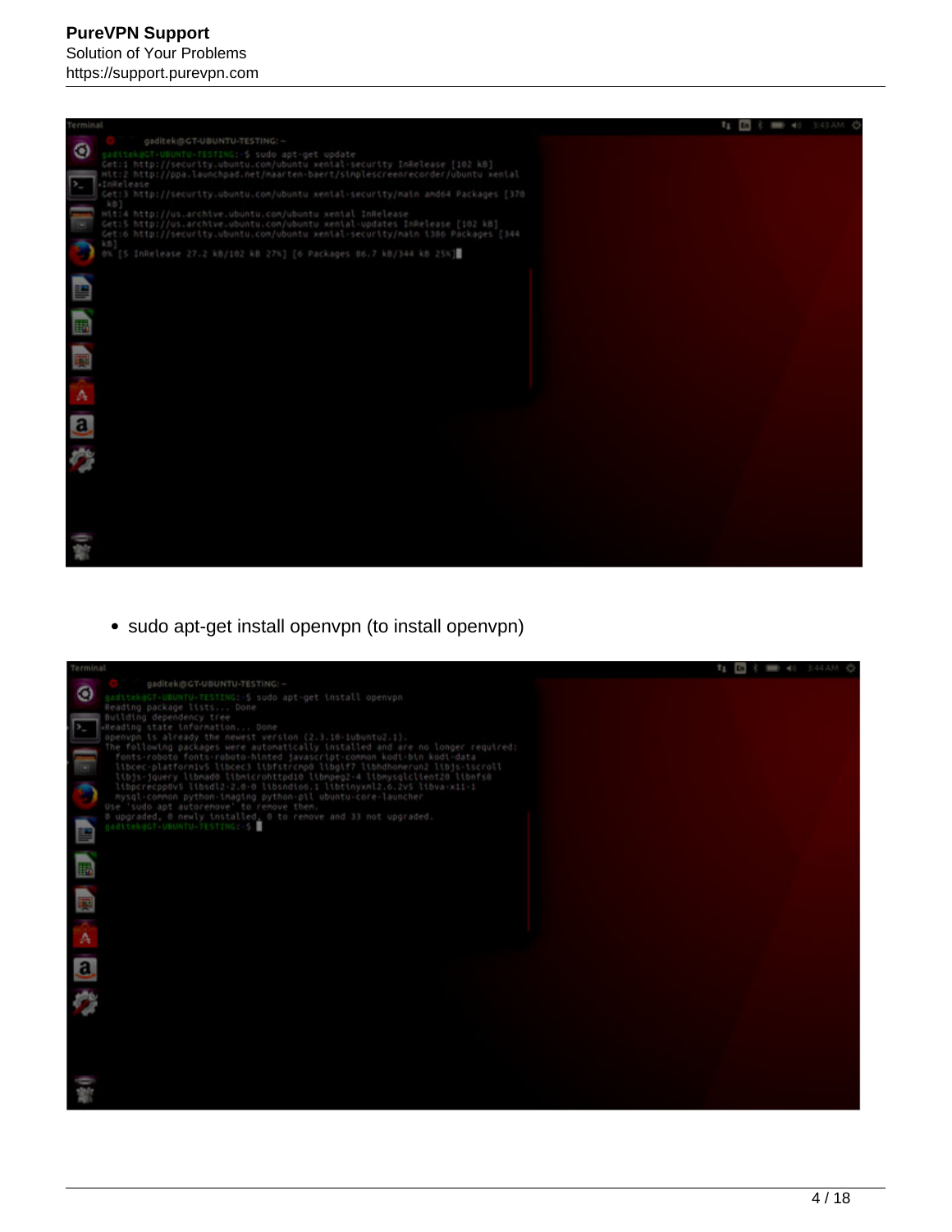- sudo apt-get install openvpn (to install openvpn)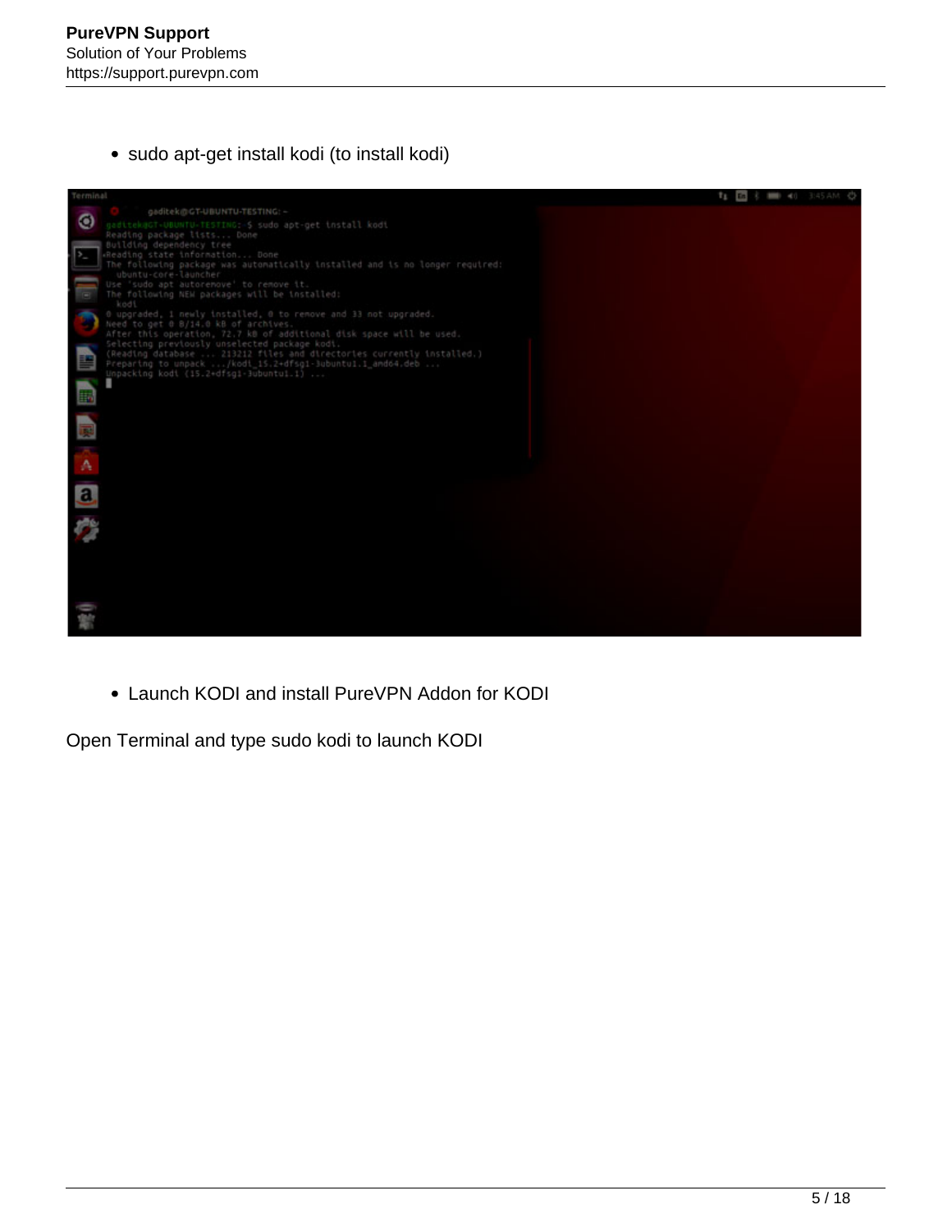- sudo apt-get install kodi (to install kodi)

- Launch KODI and install PureVPN Addon for KODI

Open Terminal and type sudo kodi to launch KODI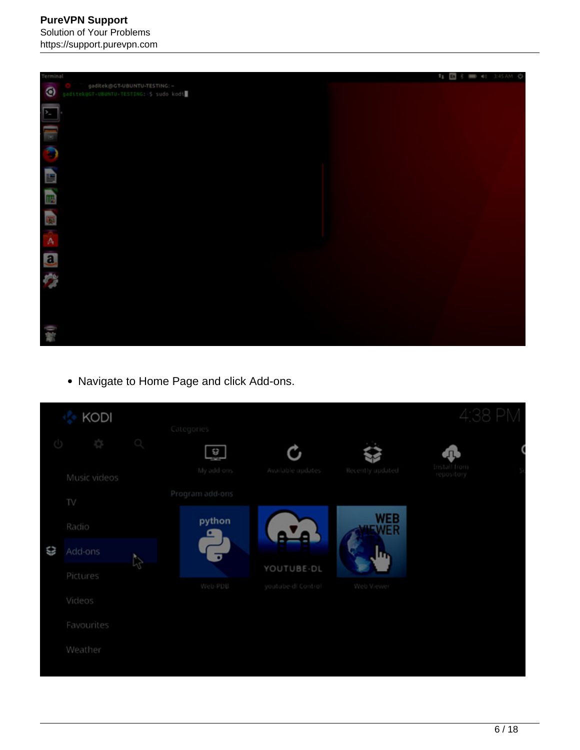- Navigate to Home Page and click Add-ons.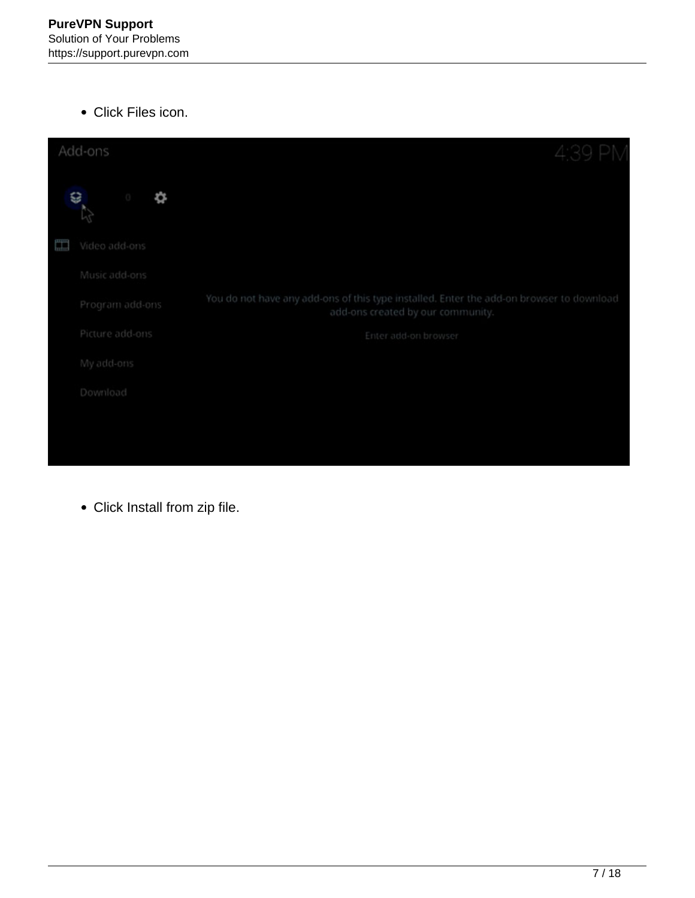- Click Files icon.

- Click Install from zip file.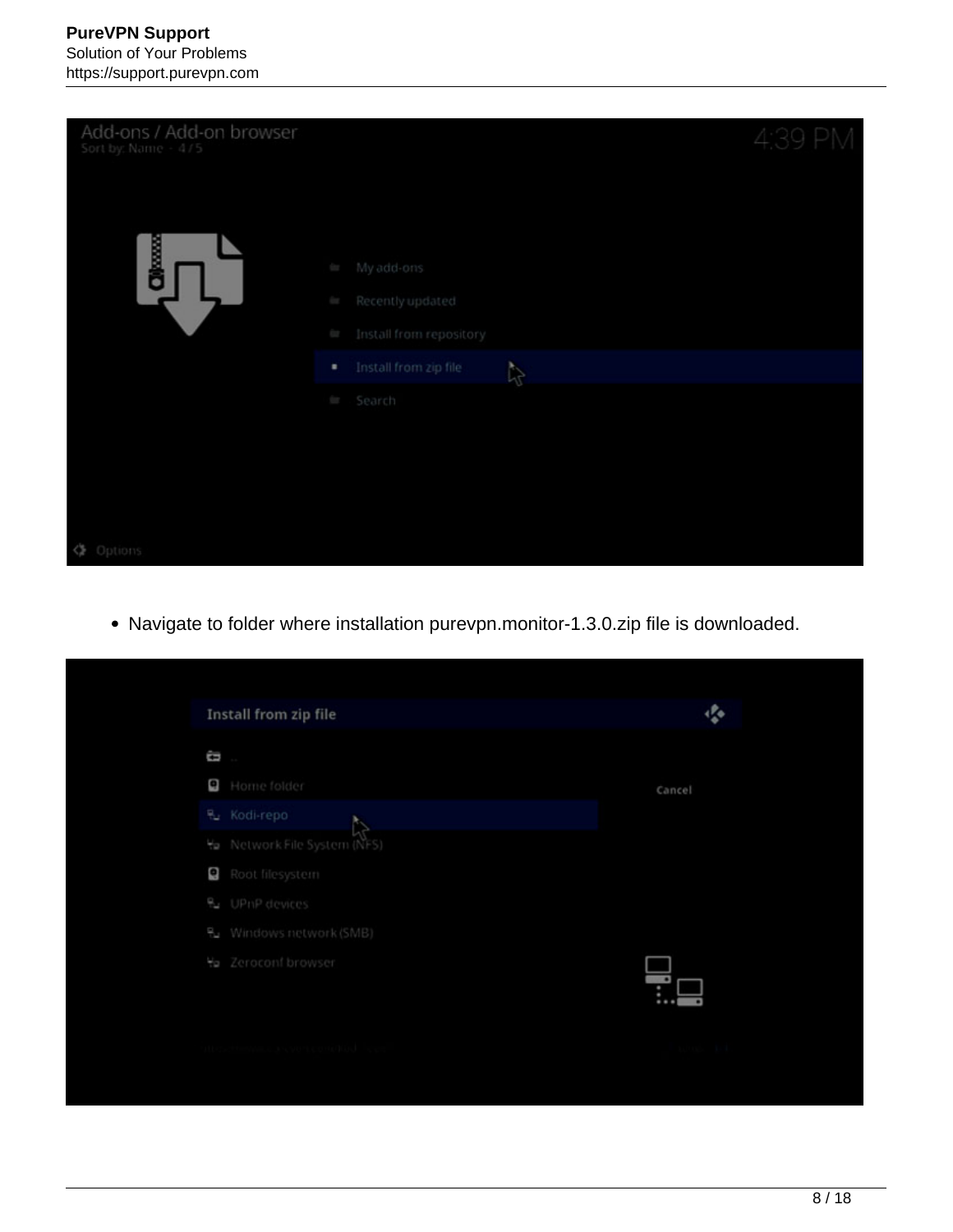- Navigate to folder where installation purevpn.monitor-1.3.0.zip file is downloaded.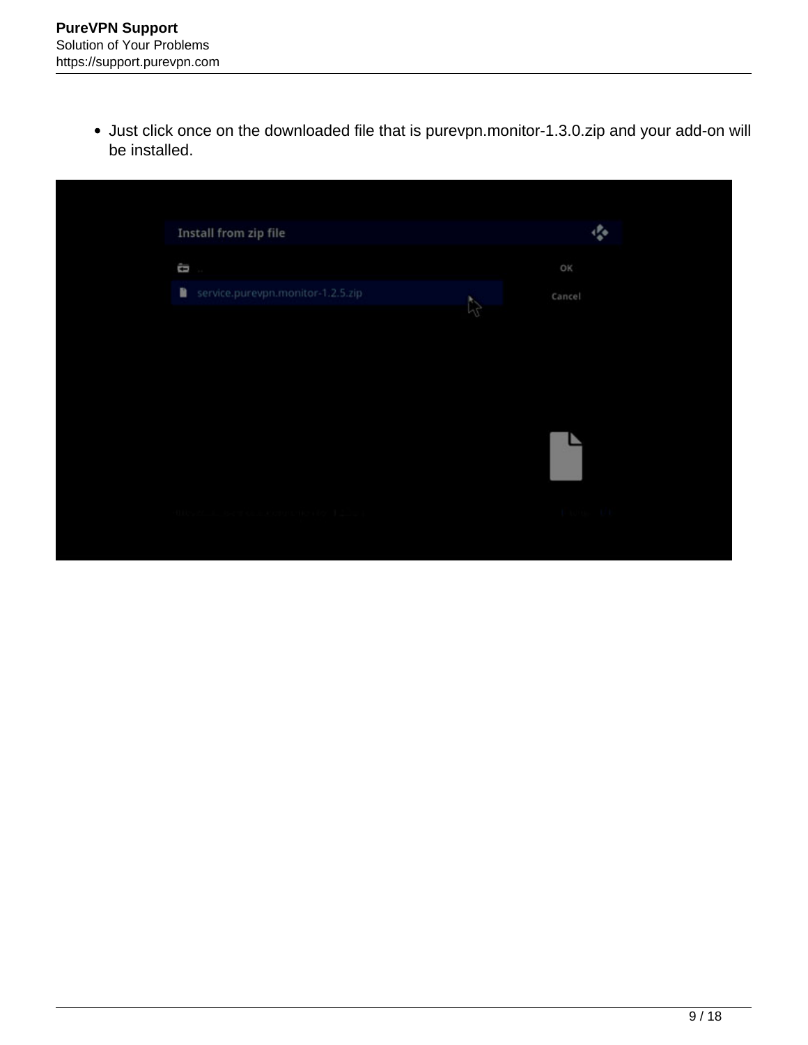- Just click once on the downloaded file that is purevpn.monitor-1.3.0.zip and your add-on will be installed.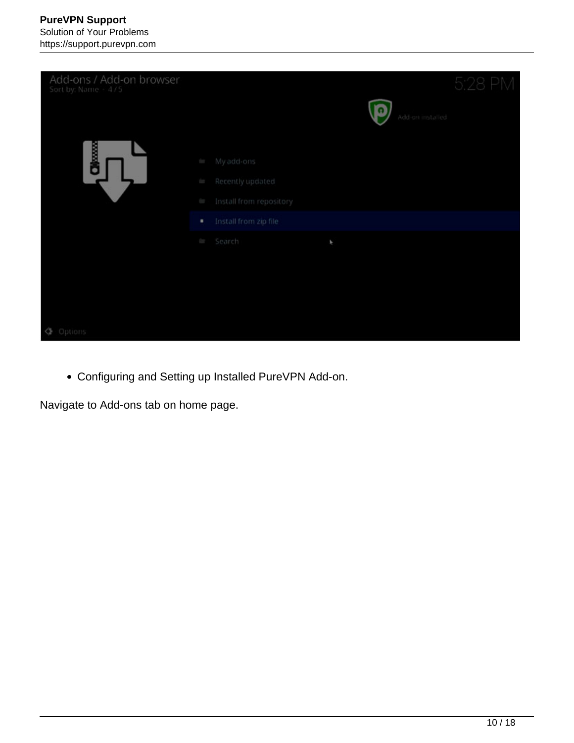- Configuring and Setting up Installed PureVPN Add-on.

Navigate to Add-ons tab on home page.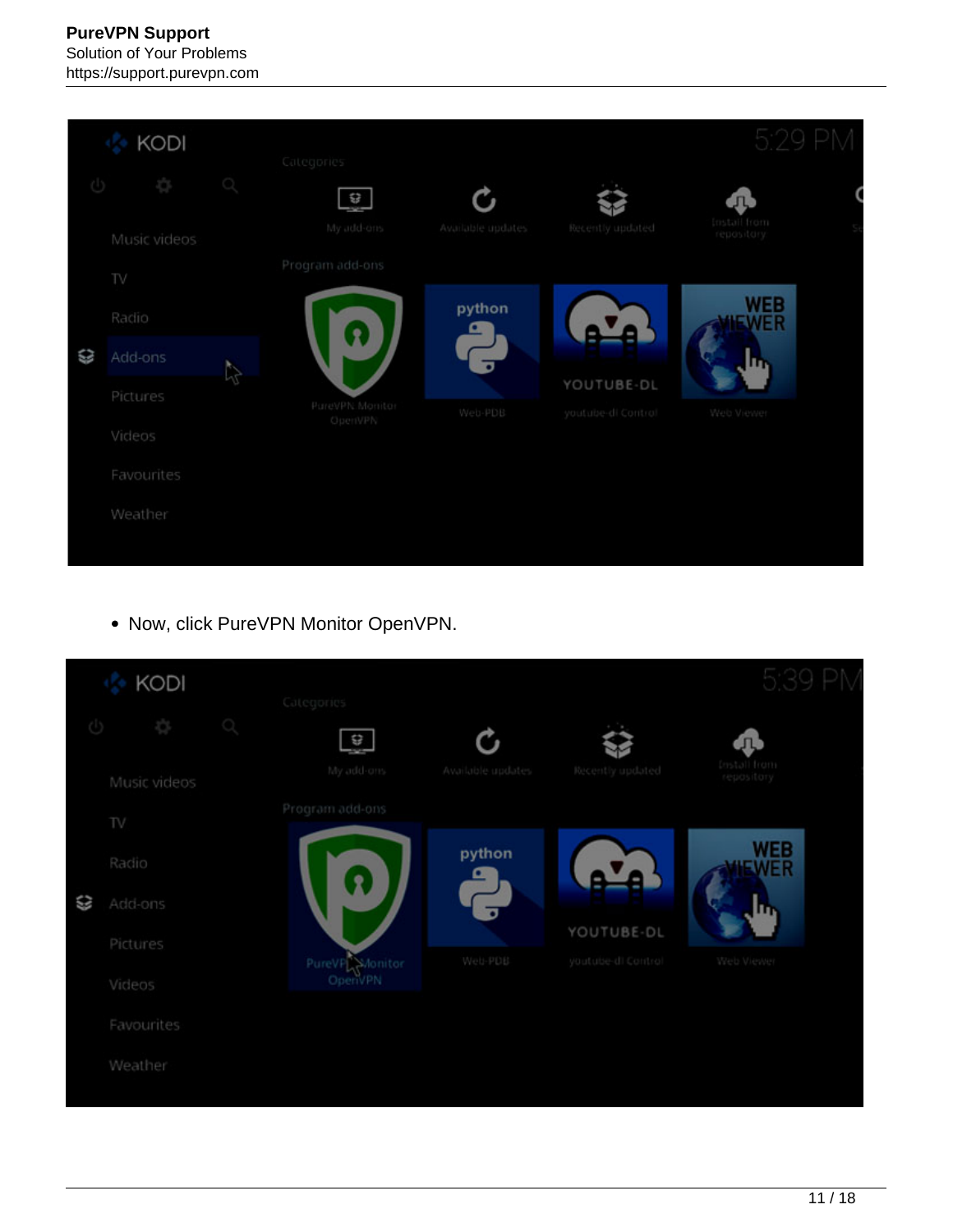- Now, click PureVPN Monitor OpenVPN.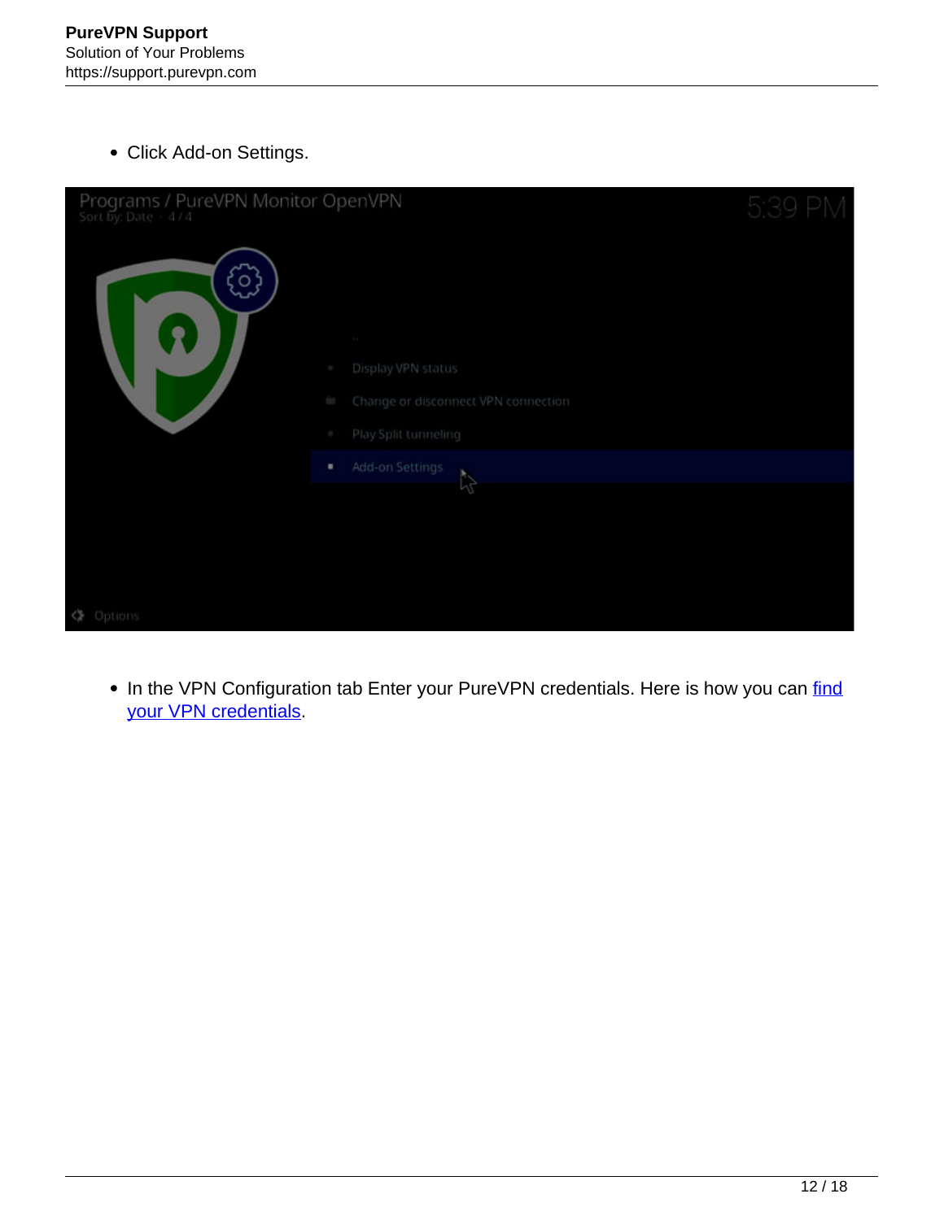- Click Add-on Settings.

- In the VPN Configuration tab Enter your PureVPN credentials. Here is how you can [find your VPN credentials](find your VPN credentials).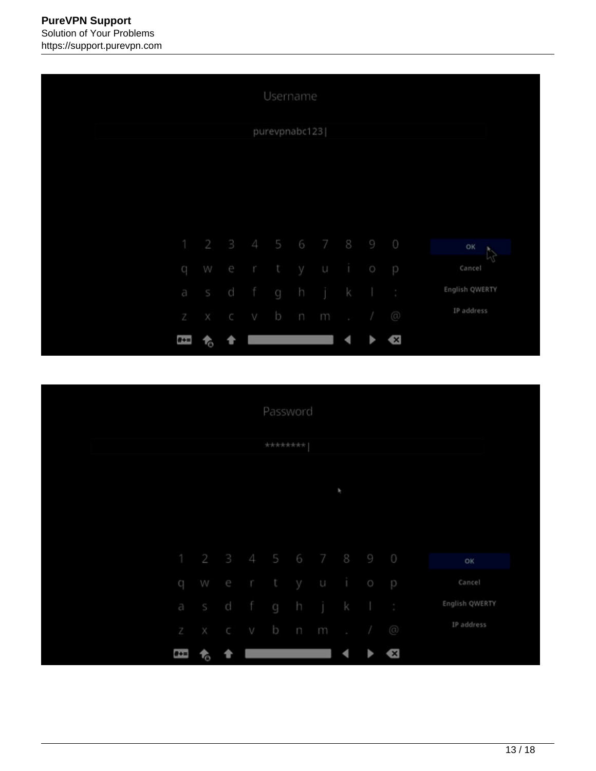Username

purevpnabc123|

OK

Cancel

English QWERTY

IP address

Password

********|

OK

Cancel

English QWERTY

IP address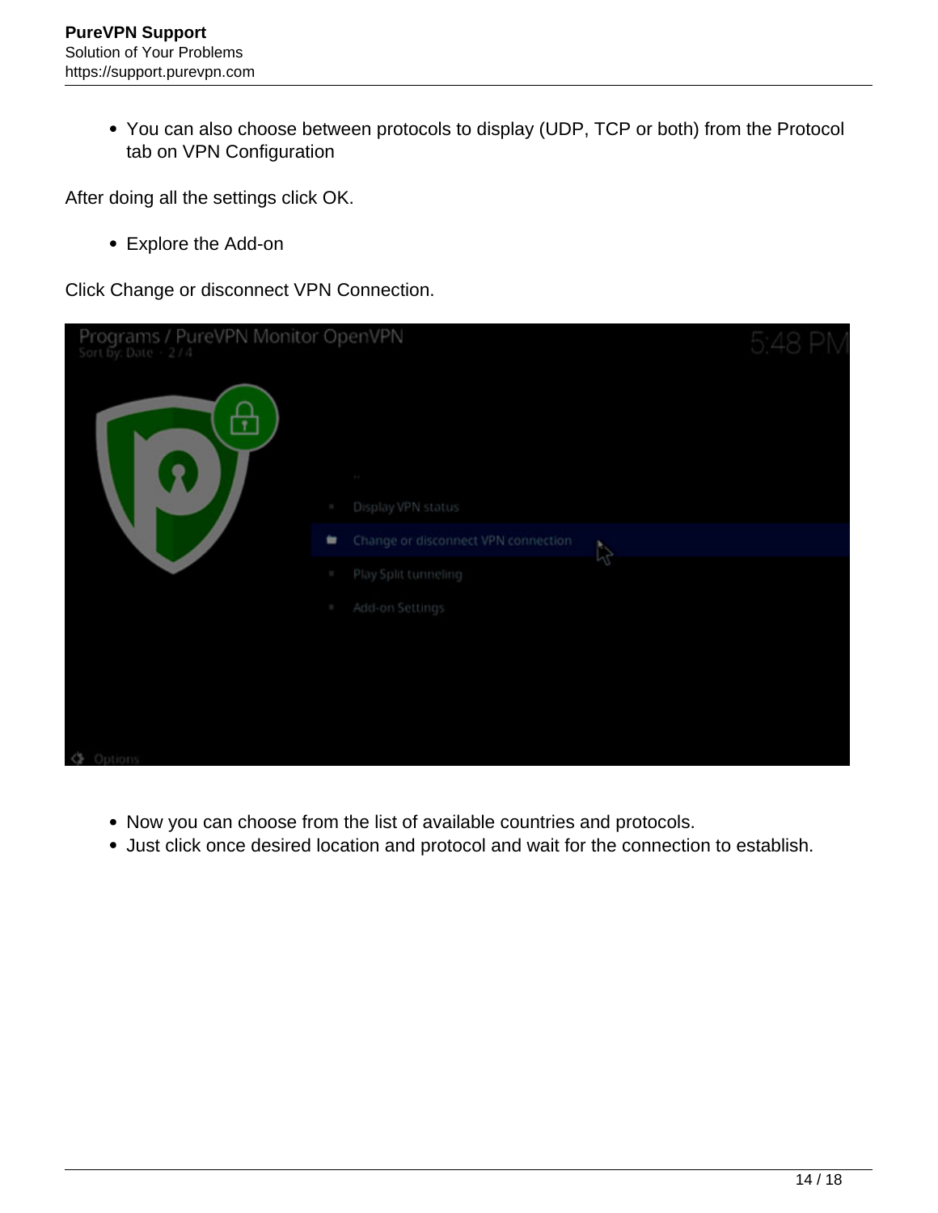- You can also choose between protocols to display (UDP, TCP or both) from the Protocol tab on VPN Configuration

After doing all the settings click OK.

- Explore the Add-on

Click Change or disconnect VPN Connection.

- Now you can choose from the list of available countries and protocols.
- Just click once desired location and protocol and wait for the connection to establish.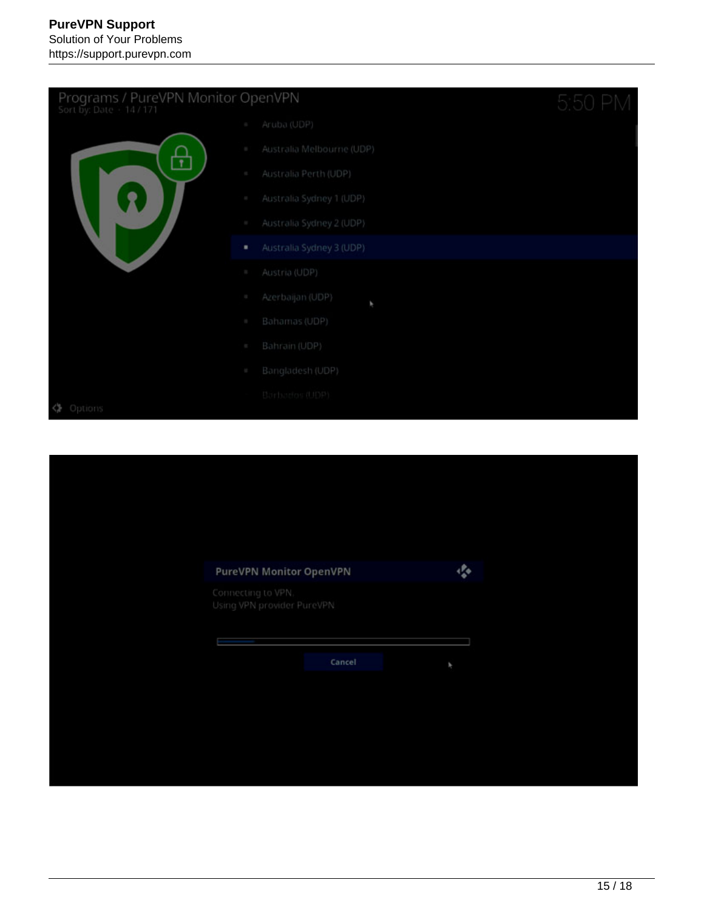Programs / PureVPN Monitor OpenVPN

Sort by: Date · 14 / 171

5:50 PM

- Aruba (UDP)
- Australia Melbourne (UDP)
- Australia Perth (UDP)
- Australia Sydney 1 (UDP)
- Australia Sydney 2 (UDP)
- Australia Sydney 3 (UDP)
- Austria (UDP)
- Azerbaijan (UDP)
- Bahamas (UDP)
- Bahrain (UDP)
- Bangladesh (UDP)
- Barbados (UDP)

Options

**PureVPN Monitor OpenVPN**

Connecting to VPN.
Using VPN provider PureVPN

Cancel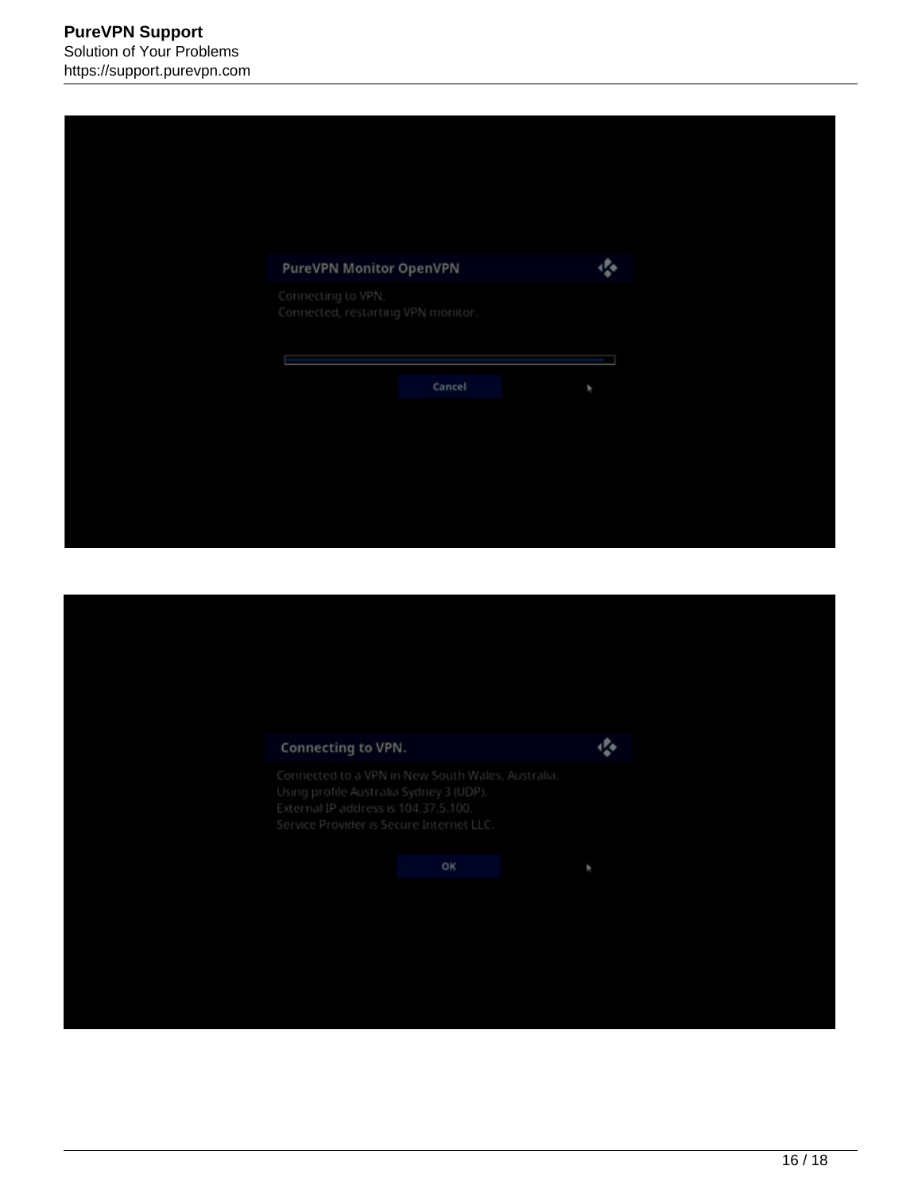**PureVPN Monitor OpenVPN**

Connecting to VPN.
Connected, restarting VPN monitor.

Cancel

**Connecting to VPN.**

Connected to a VPN in New South Wales, Australia.
Using profile Australia Sydney 3 (UDP).
External IP address is 104.37.5.100.
Service Provider is Secure Internet LLC.

OK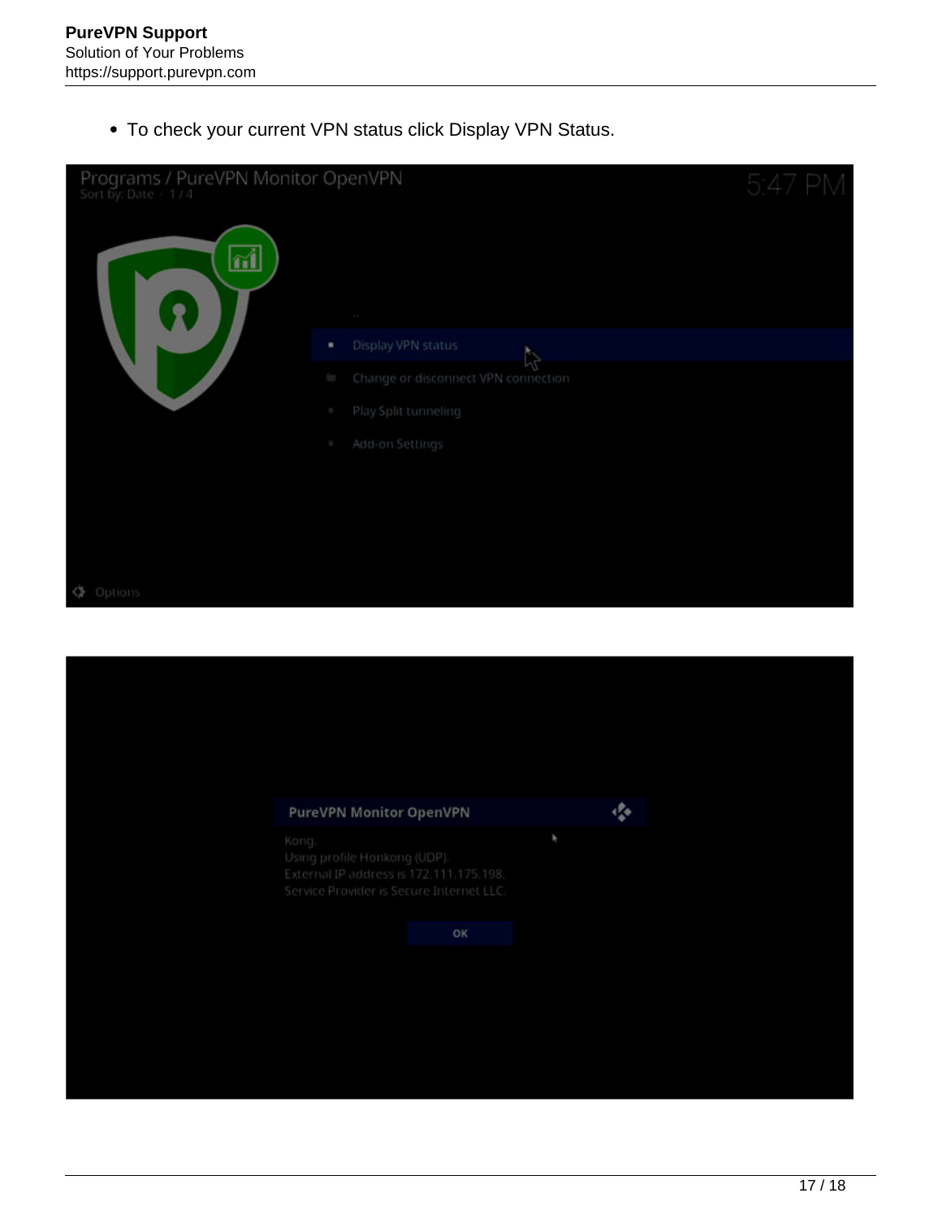- To check your current VPN status click Display VPN Status.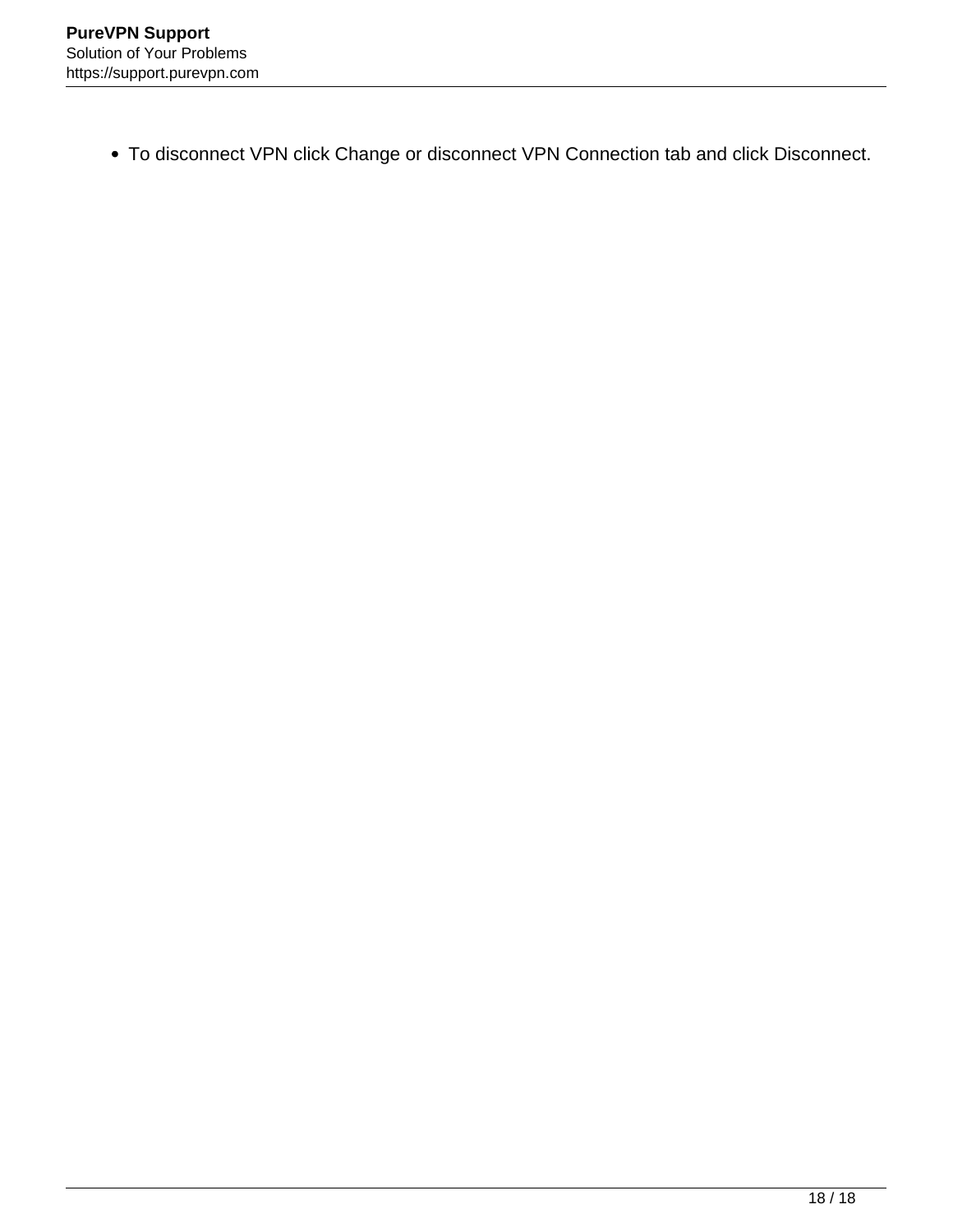- To disconnect VPN click Change or disconnect VPN Connection tab and click Disconnect.